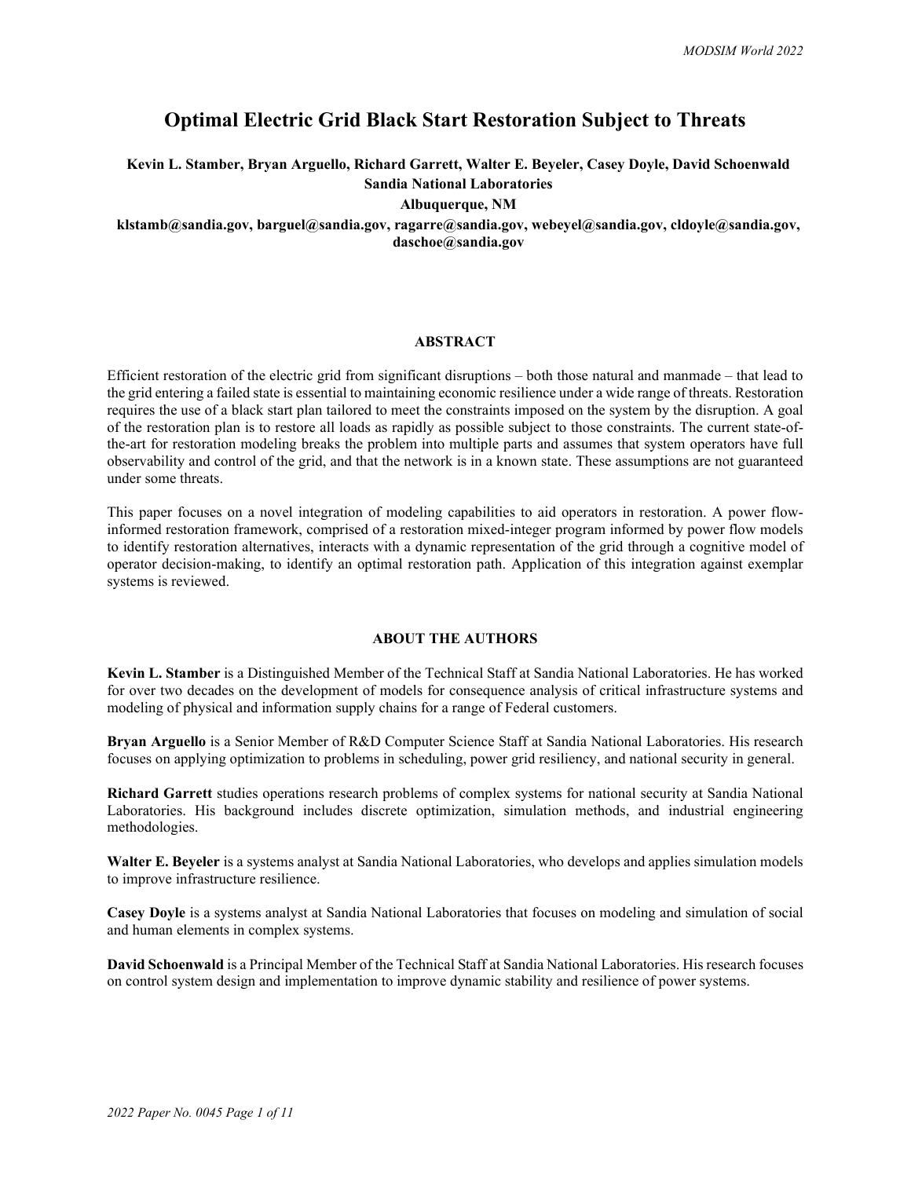# Optimal Electric Grid Black Start Restoration Subject to Threats

**Kevin L. Stamber, Bryan Arguello, Richard Garrett, Walter E. Beyeler, Casey Doyle, David Schoenwald**
**Sandia National Laboratories**
**Albuquerque, NM**
**klstamb@sandia.gov, barguel@sandia.gov, ragarre@sandia.gov, webeyel@sandia.gov, cldoyle@sandia.gov, daschoe@sandia.gov**

## ABSTRACT

Efficient restoration of the electric grid from significant disruptions – both those natural and manmade – that lead to the grid entering a failed state is essential to maintaining economic resilience under a wide range of threats. Restoration requires the use of a black start plan tailored to meet the constraints imposed on the system by the disruption. A goal of the restoration plan is to restore all loads as rapidly as possible subject to those constraints. The current state-of-the-art for restoration modeling breaks the problem into multiple parts and assumes that system operators have full observability and control of the grid, and that the network is in a known state. These assumptions are not guaranteed under some threats.

This paper focuses on a novel integration of modeling capabilities to aid operators in restoration. A power flow-informed restoration framework, comprised of a restoration mixed-integer program informed by power flow models to identify restoration alternatives, interacts with a dynamic representation of the grid through a cognitive model of operator decision-making, to identify an optimal restoration path. Application of this integration against exemplar systems is reviewed.

## ABOUT THE AUTHORS

**Kevin L. Stamber** is a Distinguished Member of the Technical Staff at Sandia National Laboratories. He has worked for over two decades on the development of models for consequence analysis of critical infrastructure systems and modeling of physical and information supply chains for a range of Federal customers.

**Bryan Arguello** is a Senior Member of R&D Computer Science Staff at Sandia National Laboratories. His research focuses on applying optimization to problems in scheduling, power grid resiliency, and national security in general.

**Richard Garrett** studies operations research problems of complex systems for national security at Sandia National Laboratories. His background includes discrete optimization, simulation methods, and industrial engineering methodologies.

**Walter E. Beyeler** is a systems analyst at Sandia National Laboratories, who develops and applies simulation models to improve infrastructure resilience.

**Casey Doyle** is a systems analyst at Sandia National Laboratories that focuses on modeling and simulation of social and human elements in complex systems.

**David Schoenwald** is a Principal Member of the Technical Staff at Sandia National Laboratories. His research focuses on control system design and implementation to improve dynamic stability and resilience of power systems.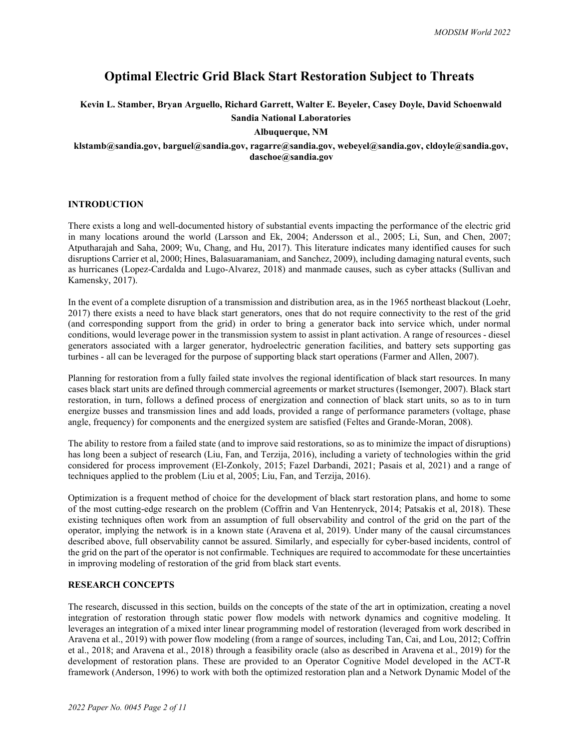# Optimal Electric Grid Black Start Restoration Subject to Threats

**Kevin L. Stamber, Bryan Arguello, Richard Garrett, Walter E. Beyeler, Casey Doyle, David Schoenwald**
**Sandia National Laboratories**
**Albuquerque, NM**
**klstamb@sandia.gov, barguel@sandia.gov, ragarre@sandia.gov, webeyel@sandia.gov, cldoyle@sandia.gov, daschoe@sandia.gov**

## INTRODUCTION

There exists a long and well-documented history of substantial events impacting the performance of the electric grid in many locations around the world (Larsson and Ek, 2004; Andersson et al., 2005; Li, Sun, and Chen, 2007; Atputharajah and Saha, 2009; Wu, Chang, and Hu, 2017). This literature indicates many identified causes for such disruptions Carrier et al, 2000; Hines, Balasuaramaniam, and Sanchez, 2009), including damaging natural events, such as hurricanes (Lopez-Cardalda and Lugo-Alvarez, 2018) and manmade causes, such as cyber attacks (Sullivan and Kamensky, 2017).

In the event of a complete disruption of a transmission and distribution area, as in the 1965 northeast blackout (Loehr, 2017) there exists a need to have black start generators, ones that do not require connectivity to the rest of the grid (and corresponding support from the grid) in order to bring a generator back into service which, under normal conditions, would leverage power in the transmission system to assist in plant activation. A range of resources - diesel generators associated with a larger generator, hydroelectric generation facilities, and battery sets supporting gas turbines - all can be leveraged for the purpose of supporting black start operations (Farmer and Allen, 2007).

Planning for restoration from a fully failed state involves the regional identification of black start resources. In many cases black start units are defined through commercial agreements or market structures (Isemonger, 2007). Black start restoration, in turn, follows a defined process of energization and connection of black start units, so as to in turn energize busses and transmission lines and add loads, provided a range of performance parameters (voltage, phase angle, frequency) for components and the energized system are satisfied (Feltes and Grande-Moran, 2008).

The ability to restore from a failed state (and to improve said restorations, so as to minimize the impact of disruptions) has long been a subject of research (Liu, Fan, and Terzija, 2016), including a variety of technologies within the grid considered for process improvement (El-Zonkoly, 2015; Fazel Darbandi, 2021; Pasais et al, 2021) and a range of techniques applied to the problem (Liu et al, 2005; Liu, Fan, and Terzija, 2016).

Optimization is a frequent method of choice for the development of black start restoration plans, and home to some of the most cutting-edge research on the problem (Coffrin and Van Hentenryck, 2014; Patsakis et al, 2018). These existing techniques often work from an assumption of full observability and control of the grid on the part of the operator, implying the network is in a known state (Aravena et al, 2019). Under many of the causal circumstances described above, full observability cannot be assured. Similarly, and especially for cyber-based incidents, control of the grid on the part of the operator is not confirmable. Techniques are required to accommodate for these uncertainties in improving modeling of restoration of the grid from black start events.

## RESEARCH CONCEPTS

The research, discussed in this section, builds on the concepts of the state of the art in optimization, creating a novel integration of restoration through static power flow models with network dynamics and cognitive modeling. It leverages an integration of a mixed inter linear programming model of restoration (leveraged from work described in Aravena et al., 2019) with power flow modeling (from a range of sources, including Tan, Cai, and Lou, 2012; Coffrin et al., 2018; and Aravena et al., 2018) through a feasibility oracle (also as described in Aravena et al., 2019) for the development of restoration plans. These are provided to an Operator Cognitive Model developed in the ACT-R framework (Anderson, 1996) to work with both the optimized restoration plan and a Network Dynamic Model of the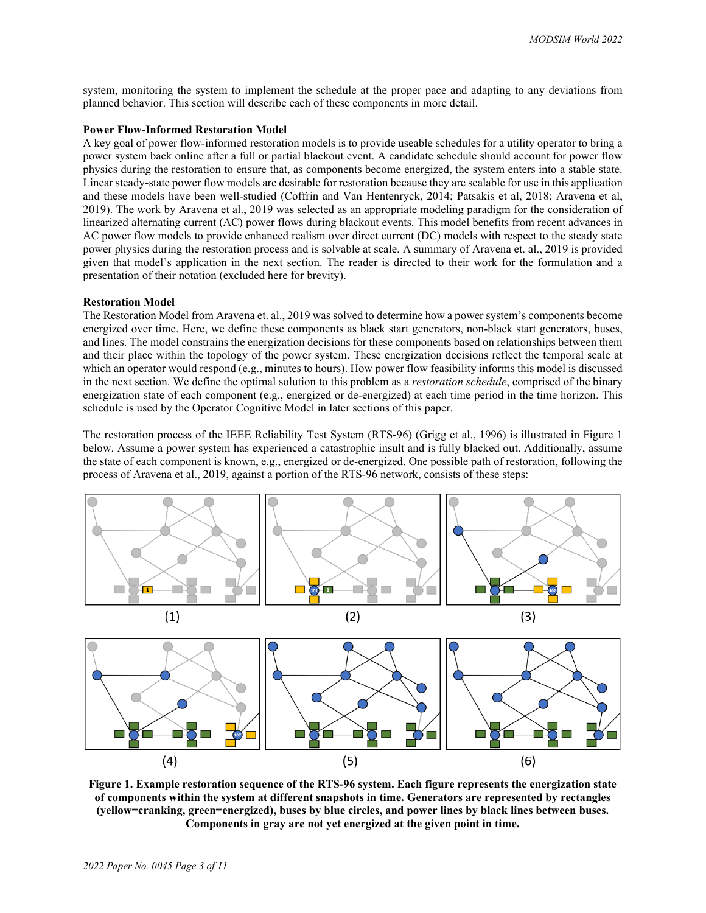system, monitoring the system to implement the schedule at the proper pace and adapting to any deviations from planned behavior. This section will describe each of these components in more detail.

**Power Flow-Informed Restoration Model**

A key goal of power flow-informed restoration models is to provide useable schedules for a utility operator to bring a power system back online after a full or partial blackout event. A candidate schedule should account for power flow physics during the restoration to ensure that, as components become energized, the system enters into a stable state. Linear steady-state power flow models are desirable for restoration because they are scalable for use in this application and these models have been well-studied (Coffrin and Van Hentenryck, 2014; Patsakis et al, 2018; Aravena et al, 2019). The work by Aravena et al., 2019 was selected as an appropriate modeling paradigm for the consideration of linearized alternating current (AC) power flows during blackout events. This model benefits from recent advances in AC power flow models to provide enhanced realism over direct current (DC) models with respect to the steady state power physics during the restoration process and is solvable at scale. A summary of Aravena et. al., 2019 is provided given that model's application in the next section. The reader is directed to their work for the formulation and a presentation of their notation (excluded here for brevity).

**Restoration Model**

The Restoration Model from Aravena et. al., 2019 was solved to determine how a power system's components become energized over time. Here, we define these components as black start generators, non-black start generators, buses, and lines. The model constrains the energization decisions for these components based on relationships between them and their place within the topology of the power system. These energization decisions reflect the temporal scale at which an operator would respond (e.g., minutes to hours). How power flow feasibility informs this model is discussed in the next section. We define the optimal solution to this problem as a *restoration schedule*, comprised of the binary energization state of each component (e.g., energized or de-energized) at each time period in the time horizon. This schedule is used by the Operator Cognitive Model in later sections of this paper.

The restoration process of the IEEE Reliability Test System (RTS-96) (Grigg et al., 1996) is illustrated in Figure 1 below. Assume a power system has experienced a catastrophic insult and is fully blacked out. Additionally, assume the state of each component is known, e.g., energized or de-energized. One possible path of restoration, following the process of Aravena et al., 2019, against a portion of the RTS-96 network, consists of these steps:

**Figure 1. Example restoration sequence of the RTS-96 system. Each figure represents the energization state of components within the system at different snapshots in time. Generators are represented by rectangles (yellow=cranking, green=energized), buses by blue circles, and power lines by black lines between buses. Components in gray are not yet energized at the given point in time.**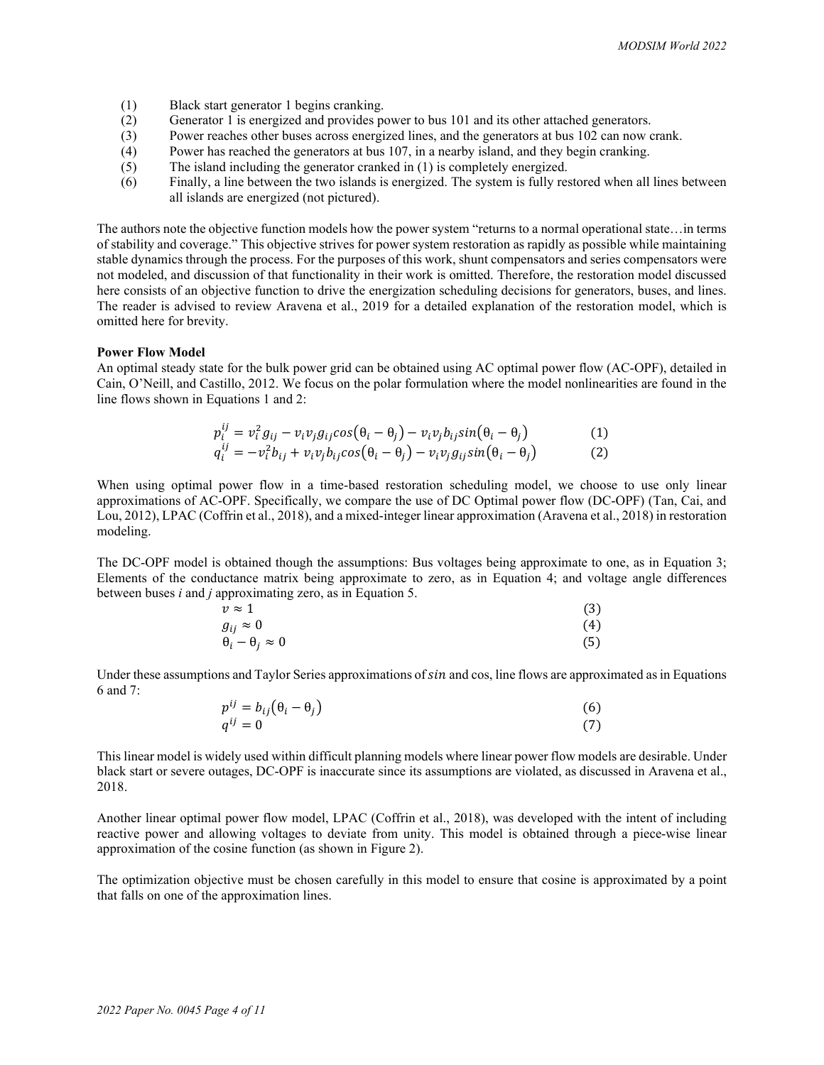(1) Black start generator 1 begins cranking.
(2) Generator 1 is energized and provides power to bus 101 and its other attached generators.
(3) Power reaches other buses across energized lines, and the generators at bus 102 can now crank.
(4) Power has reached the generators at bus 107, in a nearby island, and they begin cranking.
(5) The island including the generator cranked in (1) is completely energized.
(6) Finally, a line between the two islands is energized. The system is fully restored when all lines between all islands are energized (not pictured).

The authors note the objective function models how the power system "returns to a normal operational state…in terms of stability and coverage." This objective strives for power system restoration as rapidly as possible while maintaining stable dynamics through the process. For the purposes of this work, shunt compensators and series compensators were not modeled, and discussion of that functionality in their work is omitted. Therefore, the restoration model discussed here consists of an objective function to drive the energization scheduling decisions for generators, buses, and lines. The reader is advised to review Aravena et al., 2019 for a detailed explanation of the restoration model, which is omitted here for brevity.

**Power Flow Model**

An optimal steady state for the bulk power grid can be obtained using AC optimal power flow (AC-OPF), detailed in Cain, O'Neill, and Castillo, 2012. We focus on the polar formulation where the model nonlinearities are found in the line flows shown in Equations 1 and 2:

$$p_i^{ij} = v_i^2 g_{ij} - v_i v_j g_{ij} cos(\theta_i - \theta_j) - v_i v_j b_{ij} sin(\theta_i - \theta_j) \quad (1)$$

$$q_i^{ij} = -v_i^2 b_{ij} + v_i v_j b_{ij} cos(\theta_i - \theta_j) - v_i v_j g_{ij} sin(\theta_i - \theta_j) \quad (2)$$

When using optimal power flow in a time-based restoration scheduling model, we choose to use only linear approximations of AC-OPF. Specifically, we compare the use of DC Optimal power flow (DC-OPF) (Tan, Cai, and Lou, 2012), LPAC (Coffrin et al., 2018), and a mixed-integer linear approximation (Aravena et al., 2018) in restoration modeling.

The DC-OPF model is obtained though the assumptions: Bus voltages being approximate to one, as in Equation 3; Elements of the conductance matrix being approximate to zero, as in Equation 4; and voltage angle differences between buses *i* and *j* approximating zero, as in Equation 5.

$$v \approx 1 \quad (3)$$

$$g_{ij} \approx 0 \quad (4)$$

$$\theta_i - \theta_j \approx 0 \quad (5)$$

Under these assumptions and Taylor Series approximations of $sin$ and cos, line flows are approximated as in Equations 6 and 7:

$$p^{ij} = b_{ij}(\theta_i - \theta_j) \quad (6)$$

$$q^{ij} = 0 \quad (7)$$

This linear model is widely used within difficult planning models where linear power flow models are desirable. Under black start or severe outages, DC-OPF is inaccurate since its assumptions are violated, as discussed in Aravena et al., 2018.

Another linear optimal power flow model, LPAC (Coffrin et al., 2018), was developed with the intent of including reactive power and allowing voltages to deviate from unity. This model is obtained through a piece-wise linear approximation of the cosine function (as shown in Figure 2).

The optimization objective must be chosen carefully in this model to ensure that cosine is approximated by a point that falls on one of the approximation lines.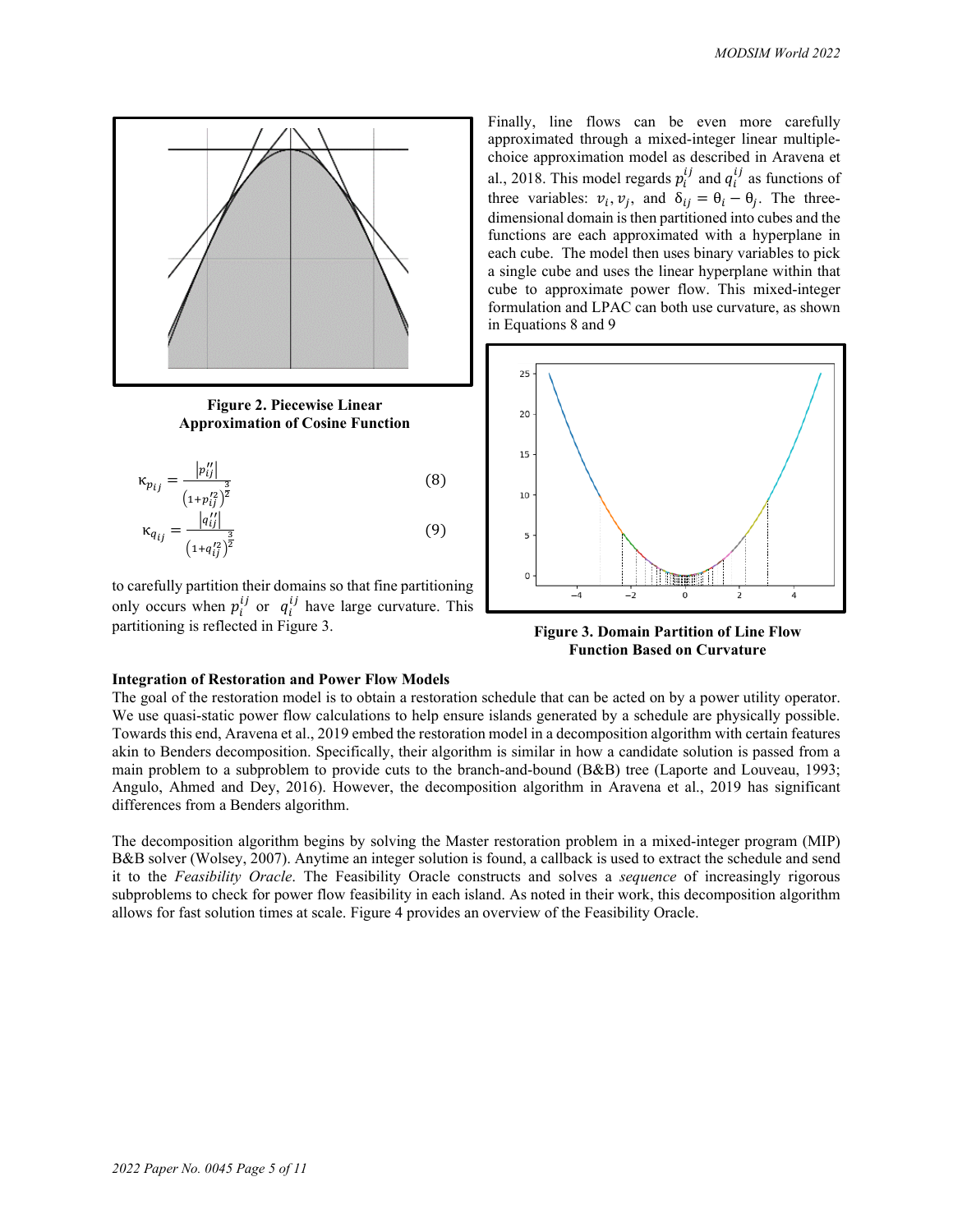Figure 2. Piecewise Linear Approximation of Cosine Function

$$\kappa_{p_{ij}} = \frac{|p''_{ij}|}{\left(1+p'^2_{ij}\right)^{\frac{3}{2}}} \tag{8}$$

$$\kappa_{q_{ij}} = \frac{|q''_{ij}|}{\left(1+q'^2_{ij}\right)^{\frac{3}{2}}} \tag{9}$$

to carefully partition their domains so that fine partitioning only occurs when $p_i^{ij}$ or $q_i^{ij}$ have large curvature. This partitioning is reflected in Figure 3.

Finally, line flows can be even more carefully approximated through a mixed-integer linear multiple-choice approximation model as described in Aravena et al., 2018. This model regards $p_i^{ij}$ and $q_i^{ij}$ as functions of three variables: $v_i, v_j$, and $\delta_{ij} = \theta_i - \theta_j$. The three-dimensional domain is then partitioned into cubes and the functions are each approximated with a hyperplane in each cube. The model then uses binary variables to pick a single cube and uses the linear hyperplane within that cube to approximate power flow. This mixed-integer formulation and LPAC can both use curvature, as shown in Equations 8 and 9

Figure 3. Domain Partition of Line Flow Function Based on Curvature

**Integration of Restoration and Power Flow Models**

The goal of the restoration model is to obtain a restoration schedule that can be acted on by a power utility operator. We use quasi-static power flow calculations to help ensure islands generated by a schedule are physically possible. Towards this end, Aravena et al., 2019 embed the restoration model in a decomposition algorithm with certain features akin to Benders decomposition. Specifically, their algorithm is similar in how a candidate solution is passed from a main problem to a subproblem to provide cuts to the branch-and-bound (B&B) tree (Laporte and Louveau, 1993; Angulo, Ahmed and Dey, 2016). However, the decomposition algorithm in Aravena et al., 2019 has significant differences from a Benders algorithm.

The decomposition algorithm begins by solving the Master restoration problem in a mixed-integer program (MIP) B&B solver (Wolsey, 2007). Anytime an integer solution is found, a callback is used to extract the schedule and send it to the *Feasibility Oracle*. The Feasibility Oracle constructs and solves a *sequence* of increasingly rigorous subproblems to check for power flow feasibility in each island. As noted in their work, this decomposition algorithm allows for fast solution times at scale. Figure 4 provides an overview of the Feasibility Oracle.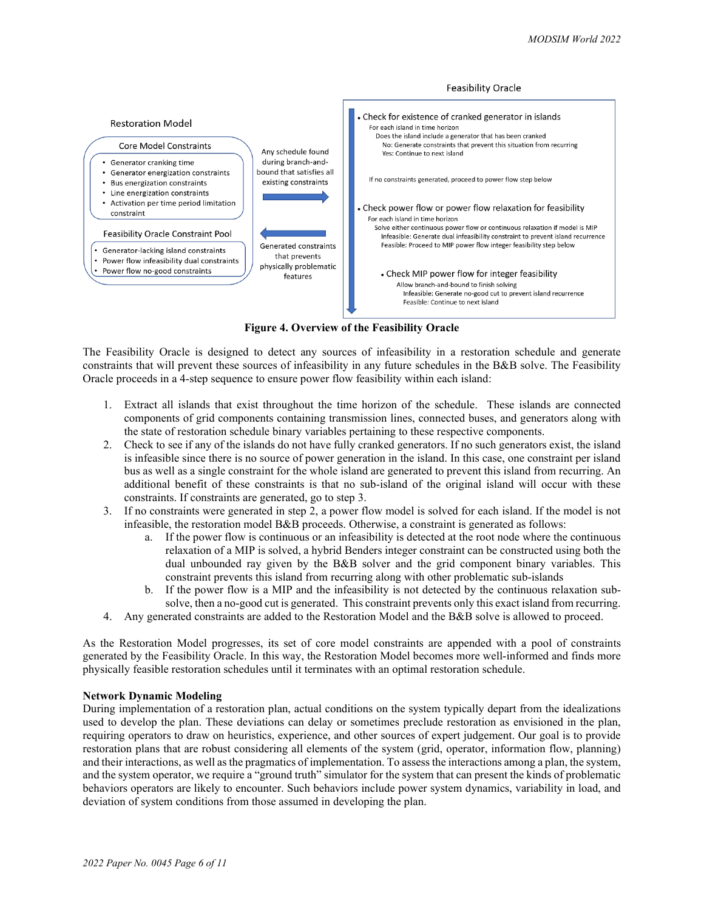**Restoration Model**

**Core Model Constraints**

- Generator cranking time
- Generator energization constraints
- Bus energization constraints
- Line energization constraints
- Activation per time period limitation constraint

**Feasibility Oracle Constraint Pool**

- Generator-lacking island constraints
- Power flow infeasibility dual constraints
- Power flow no-good constraints

Any schedule found during branch-and-bound that satisfies all existing constraints →

← Generated constraints that prevents physically problematic features

**Feasibility Oracle**

- Check for existence of cranked generator in islands
  - For each island in time horizon
    - Does the island include a generator that has been cranked
      - No: Generate constraints that prevent this situation from recurring
      - Yes: Continue to next island

  If no constraints generated, proceed to power flow step below

- Check power flow or power flow relaxation for feasibility
  - For each island in time horizon
    - Solve either continuous power flow or continuous relaxation if model is MIP
      - Infeasible: Generate dual infeasibility constraint to prevent island recurrence
      - Feasible: Proceed to MIP power flow integer feasibility step below

- Check MIP power flow for integer feasibility
  - Allow branch-and-bound to finish solving
    - Infeasible: Generate no-good cut to prevent island recurrence
    - Feasible: Continue to next island

**Figure 4. Overview of the Feasibility Oracle**

The Feasibility Oracle is designed to detect any sources of infeasibility in a restoration schedule and generate constraints that will prevent these sources of infeasibility in any future schedules in the B&B solve. The Feasibility Oracle proceeds in a 4-step sequence to ensure power flow feasibility within each island:

1. Extract all islands that exist throughout the time horizon of the schedule. These islands are connected components of grid components containing transmission lines, connected buses, and generators along with the state of restoration schedule binary variables pertaining to these respective components.
2. Check to see if any of the islands do not have fully cranked generators. If no such generators exist, the island is infeasible since there is no source of power generation in the island. In this case, one constraint per island bus as well as a single constraint for the whole island are generated to prevent this island from recurring. An additional benefit of these constraints is that no sub-island of the original island will occur with these constraints. If constraints are generated, go to step 3.
3. If no constraints were generated in step 2, a power flow model is solved for each island. If the model is not infeasible, the restoration model B&B proceeds. Otherwise, a constraint is generated as follows:
   a. If the power flow is continuous or an infeasibility is detected at the root node where the continuous relaxation of a MIP is solved, a hybrid Benders integer constraint can be constructed using both the dual unbounded ray given by the B&B solver and the grid component binary variables. This constraint prevents this island from recurring along with other problematic sub-islands
   b. If the power flow is a MIP and the infeasibility is not detected by the continuous relaxation sub-solve, then a no-good cut is generated. This constraint prevents only this exact island from recurring.
4. Any generated constraints are added to the Restoration Model and the B&B solve is allowed to proceed.

As the Restoration Model progresses, its set of core model constraints are appended with a pool of constraints generated by the Feasibility Oracle. In this way, the Restoration Model becomes more well-informed and finds more physically feasible restoration schedules until it terminates with an optimal restoration schedule.

**Network Dynamic Modeling**

During implementation of a restoration plan, actual conditions on the system typically depart from the idealizations used to develop the plan. These deviations can delay or sometimes preclude restoration as envisioned in the plan, requiring operators to draw on heuristics, experience, and other sources of expert judgement. Our goal is to provide restoration plans that are robust considering all elements of the system (grid, operator, information flow, planning) and their interactions, as well as the pragmatics of implementation. To assess the interactions among a plan, the system, and the system operator, we require a "ground truth" simulator for the system that can present the kinds of problematic behaviors operators are likely to encounter. Such behaviors include power system dynamics, variability in load, and deviation of system conditions from those assumed in developing the plan.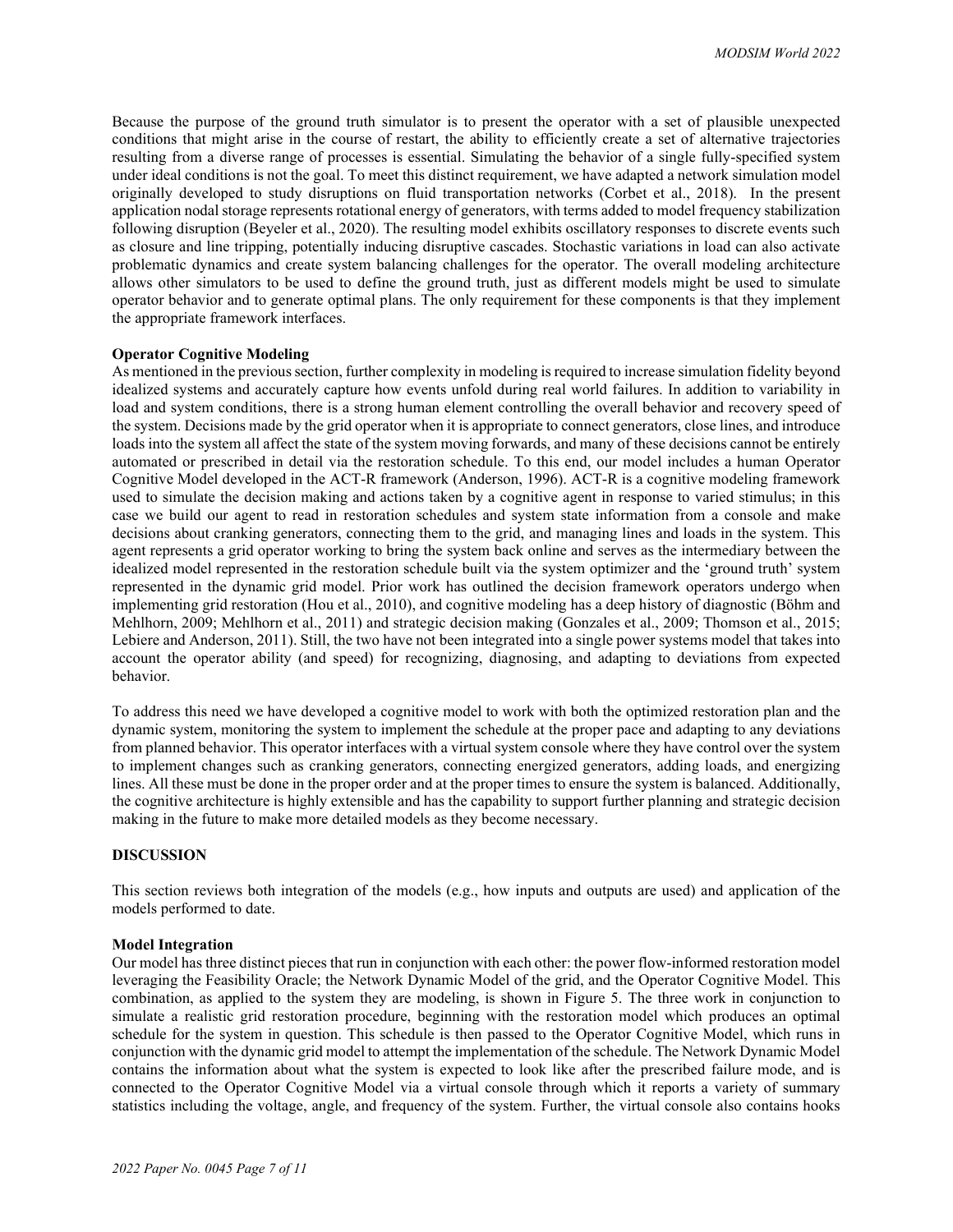Because the purpose of the ground truth simulator is to present the operator with a set of plausible unexpected conditions that might arise in the course of restart, the ability to efficiently create a set of alternative trajectories resulting from a diverse range of processes is essential. Simulating the behavior of a single fully-specified system under ideal conditions is not the goal. To meet this distinct requirement, we have adapted a network simulation model originally developed to study disruptions on fluid transportation networks (Corbet et al., 2018). In the present application nodal storage represents rotational energy of generators, with terms added to model frequency stabilization following disruption (Beyeler et al., 2020). The resulting model exhibits oscillatory responses to discrete events such as closure and line tripping, potentially inducing disruptive cascades. Stochastic variations in load can also activate problematic dynamics and create system balancing challenges for the operator. The overall modeling architecture allows other simulators to be used to define the ground truth, just as different models might be used to simulate operator behavior and to generate optimal plans. The only requirement for these components is that they implement the appropriate framework interfaces.

**Operator Cognitive Modeling**

As mentioned in the previous section, further complexity in modeling is required to increase simulation fidelity beyond idealized systems and accurately capture how events unfold during real world failures. In addition to variability in load and system conditions, there is a strong human element controlling the overall behavior and recovery speed of the system. Decisions made by the grid operator when it is appropriate to connect generators, close lines, and introduce loads into the system all affect the state of the system moving forwards, and many of these decisions cannot be entirely automated or prescribed in detail via the restoration schedule. To this end, our model includes a human Operator Cognitive Model developed in the ACT-R framework (Anderson, 1996). ACT-R is a cognitive modeling framework used to simulate the decision making and actions taken by a cognitive agent in response to varied stimulus; in this case we build our agent to read in restoration schedules and system state information from a console and make decisions about cranking generators, connecting them to the grid, and managing lines and loads in the system. This agent represents a grid operator working to bring the system back online and serves as the intermediary between the idealized model represented in the restoration schedule built via the system optimizer and the 'ground truth' system represented in the dynamic grid model. Prior work has outlined the decision framework operators undergo when implementing grid restoration (Hou et al., 2010), and cognitive modeling has a deep history of diagnostic (Böhm and Mehlhorn, 2009; Mehlhorn et al., 2011) and strategic decision making (Gonzales et al., 2009; Thomson et al., 2015; Lebiere and Anderson, 2011). Still, the two have not been integrated into a single power systems model that takes into account the operator ability (and speed) for recognizing, diagnosing, and adapting to deviations from expected behavior.

To address this need we have developed a cognitive model to work with both the optimized restoration plan and the dynamic system, monitoring the system to implement the schedule at the proper pace and adapting to any deviations from planned behavior. This operator interfaces with a virtual system console where they have control over the system to implement changes such as cranking generators, connecting energized generators, adding loads, and energizing lines. All these must be done in the proper order and at the proper times to ensure the system is balanced. Additionally, the cognitive architecture is highly extensible and has the capability to support further planning and strategic decision making in the future to make more detailed models as they become necessary.

## DISCUSSION

This section reviews both integration of the models (e.g., how inputs and outputs are used) and application of the models performed to date.

**Model Integration**

Our model has three distinct pieces that run in conjunction with each other: the power flow-informed restoration model leveraging the Feasibility Oracle; the Network Dynamic Model of the grid, and the Operator Cognitive Model. This combination, as applied to the system they are modeling, is shown in Figure 5. The three work in conjunction to simulate a realistic grid restoration procedure, beginning with the restoration model which produces an optimal schedule for the system in question. This schedule is then passed to the Operator Cognitive Model, which runs in conjunction with the dynamic grid model to attempt the implementation of the schedule. The Network Dynamic Model contains the information about what the system is expected to look like after the prescribed failure mode, and is connected to the Operator Cognitive Model via a virtual console through which it reports a variety of summary statistics including the voltage, angle, and frequency of the system. Further, the virtual console also contains hooks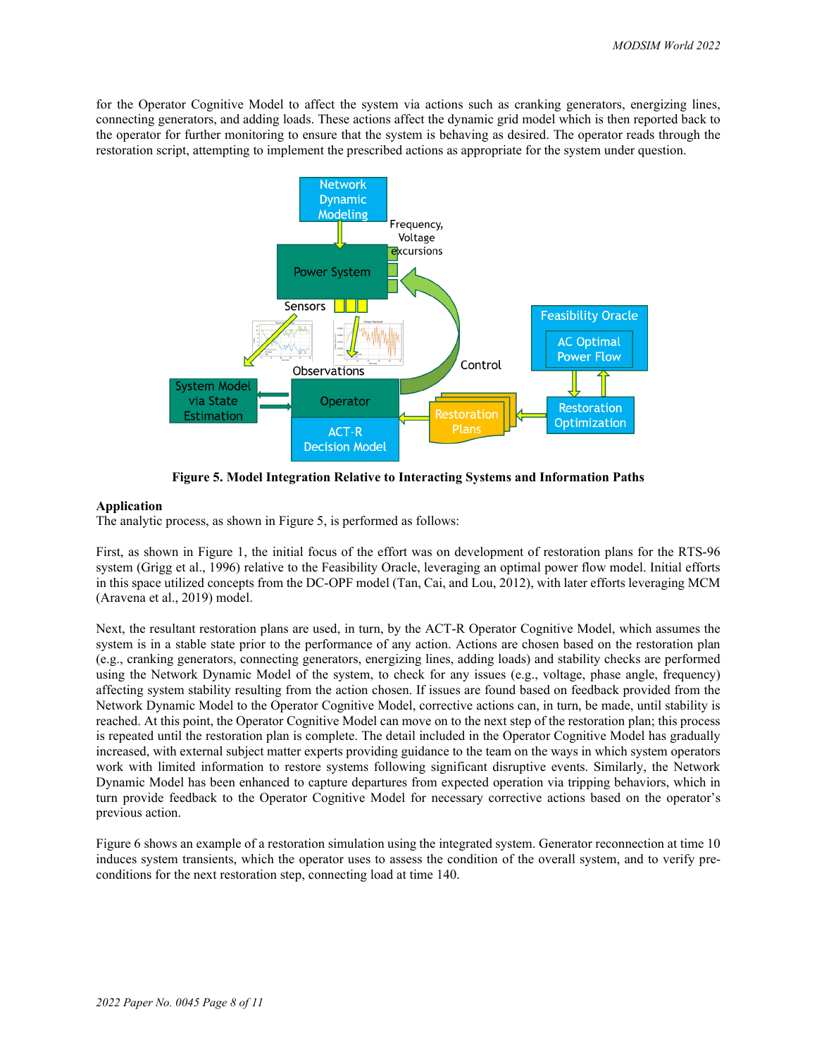for the Operator Cognitive Model to affect the system via actions such as cranking generators, energizing lines, connecting generators, and adding loads. These actions affect the dynamic grid model which is then reported back to the operator for further monitoring to ensure that the system is behaving as desired. The operator reads through the restoration script, attempting to implement the prescribed actions as appropriate for the system under question.

**Figure 5. Model Integration Relative to Interacting Systems and Information Paths**

**Application**

The analytic process, as shown in Figure 5, is performed as follows:

First, as shown in Figure 1, the initial focus of the effort was on development of restoration plans for the RTS-96 system (Grigg et al., 1996) relative to the Feasibility Oracle, leveraging an optimal power flow model. Initial efforts in this space utilized concepts from the DC-OPF model (Tan, Cai, and Lou, 2012), with later efforts leveraging MCM (Aravena et al., 2019) model.

Next, the resultant restoration plans are used, in turn, by the ACT-R Operator Cognitive Model, which assumes the system is in a stable state prior to the performance of any action. Actions are chosen based on the restoration plan (e.g., cranking generators, connecting generators, energizing lines, adding loads) and stability checks are performed using the Network Dynamic Model of the system, to check for any issues (e.g., voltage, phase angle, frequency) affecting system stability resulting from the action chosen. If issues are found based on feedback provided from the Network Dynamic Model to the Operator Cognitive Model, corrective actions can, in turn, be made, until stability is reached. At this point, the Operator Cognitive Model can move on to the next step of the restoration plan; this process is repeated until the restoration plan is complete. The detail included in the Operator Cognitive Model has gradually increased, with external subject matter experts providing guidance to the team on the ways in which system operators work with limited information to restore systems following significant disruptive events. Similarly, the Network Dynamic Model has been enhanced to capture departures from expected operation via tripping behaviors, which in turn provide feedback to the Operator Cognitive Model for necessary corrective actions based on the operator's previous action.

Figure 6 shows an example of a restoration simulation using the integrated system. Generator reconnection at time 10 induces system transients, which the operator uses to assess the condition of the overall system, and to verify pre-conditions for the next restoration step, connecting load at time 140.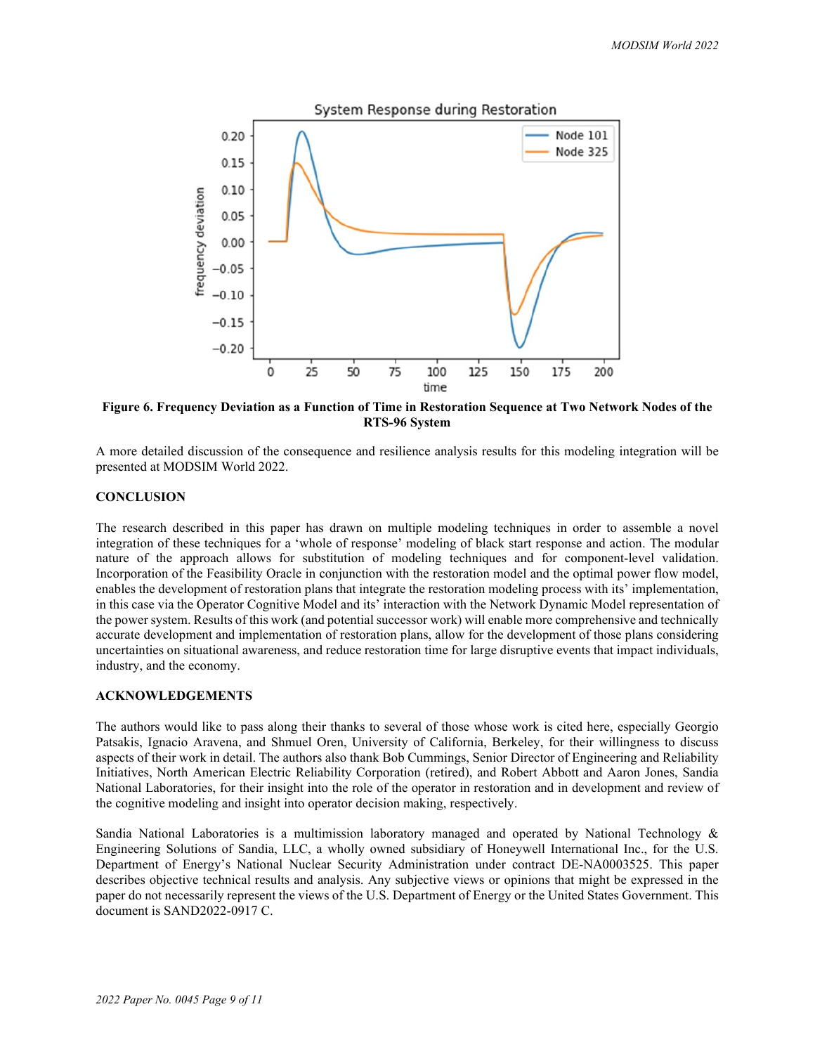**Figure 6. Frequency Deviation as a Function of Time in Restoration Sequence at Two Network Nodes of the RTS-96 System**

A more detailed discussion of the consequence and resilience analysis results for this modeling integration will be presented at MODSIM World 2022.

## CONCLUSION

The research described in this paper has drawn on multiple modeling techniques in order to assemble a novel integration of these techniques for a 'whole of response' modeling of black start response and action. The modular nature of the approach allows for substitution of modeling techniques and for component-level validation. Incorporation of the Feasibility Oracle in conjunction with the restoration model and the optimal power flow model, enables the development of restoration plans that integrate the restoration modeling process with its' implementation, in this case via the Operator Cognitive Model and its' interaction with the Network Dynamic Model representation of the power system. Results of this work (and potential successor work) will enable more comprehensive and technically accurate development and implementation of restoration plans, allow for the development of those plans considering uncertainties on situational awareness, and reduce restoration time for large disruptive events that impact individuals, industry, and the economy.

## ACKNOWLEDGEMENTS

The authors would like to pass along their thanks to several of those whose work is cited here, especially Georgio Patsakis, Ignacio Aravena, and Shmuel Oren, University of California, Berkeley, for their willingness to discuss aspects of their work in detail. The authors also thank Bob Cummings, Senior Director of Engineering and Reliability Initiatives, North American Electric Reliability Corporation (retired), and Robert Abbott and Aaron Jones, Sandia National Laboratories, for their insight into the role of the operator in restoration and in development and review of the cognitive modeling and insight into operator decision making, respectively.

Sandia National Laboratories is a multimission laboratory managed and operated by National Technology & Engineering Solutions of Sandia, LLC, a wholly owned subsidiary of Honeywell International Inc., for the U.S. Department of Energy's National Nuclear Security Administration under contract DE-NA0003525. This paper describes objective technical results and analysis. Any subjective views or opinions that might be expressed in the paper do not necessarily represent the views of the U.S. Department of Energy or the United States Government. This document is SAND2022-0917 C.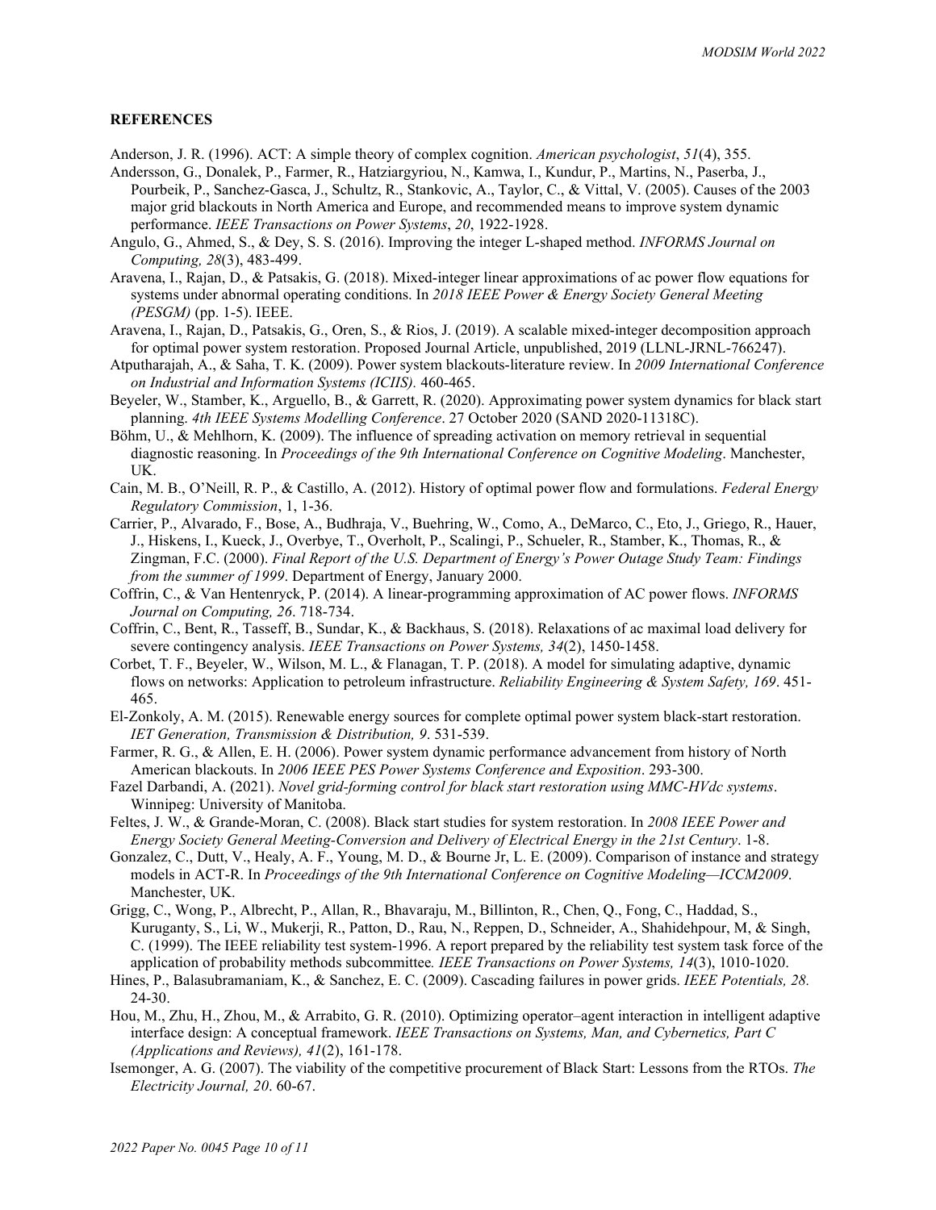**REFERENCES**

Anderson, J. R. (1996). ACT: A simple theory of complex cognition. *American psychologist*, *51*(4), 355.

Andersson, G., Donalek, P., Farmer, R., Hatziargyriou, N., Kamwa, I., Kundur, P., Martins, N., Paserba, J., Pourbeik, P., Sanchez-Gasca, J., Schultz, R., Stankovic, A., Taylor, C., & Vittal, V. (2005). Causes of the 2003 major grid blackouts in North America and Europe, and recommended means to improve system dynamic performance. *IEEE Transactions on Power Systems*, *20*, 1922-1928.

Angulo, G., Ahmed, S., & Dey, S. S. (2016). Improving the integer L-shaped method. *INFORMS Journal on Computing, 28*(3), 483-499.

Aravena, I., Rajan, D., & Patsakis, G. (2018). Mixed-integer linear approximations of ac power flow equations for systems under abnormal operating conditions. In *2018 IEEE Power & Energy Society General Meeting (PESGM)* (pp. 1-5). IEEE.

Aravena, I., Rajan, D., Patsakis, G., Oren, S., & Rios, J. (2019). A scalable mixed-integer decomposition approach for optimal power system restoration. Proposed Journal Article, unpublished, 2019 (LLNL-JRNL-766247).

Atputharajah, A., & Saha, T. K. (2009). Power system blackouts-literature review. In *2009 International Conference on Industrial and Information Systems (ICIIS).* 460-465.

Beyeler, W., Stamber, K., Arguello, B., & Garrett, R. (2020). Approximating power system dynamics for black start planning. *4th IEEE Systems Modelling Conference*. 27 October 2020 (SAND 2020-11318C).

Böhm, U., & Mehlhorn, K. (2009). The influence of spreading activation on memory retrieval in sequential diagnostic reasoning. In *Proceedings of the 9th International Conference on Cognitive Modeling*. Manchester, UK.

Cain, M. B., O'Neill, R. P., & Castillo, A. (2012). History of optimal power flow and formulations. *Federal Energy Regulatory Commission*, 1, 1-36.

Carrier, P., Alvarado, F., Bose, A., Budhraja, V., Buehring, W., Como, A., DeMarco, C., Eto, J., Griego, R., Hauer, J., Hiskens, I., Kueck, J., Overbye, T., Overholt, P., Scalingi, P., Schueler, R., Stamber, K., Thomas, R., & Zingman, F.C. (2000). *Final Report of the U.S. Department of Energy's Power Outage Study Team: Findings from the summer of 1999*. Department of Energy, January 2000.

Coffrin, C., & Van Hentenryck, P. (2014). A linear-programming approximation of AC power flows. *INFORMS Journal on Computing, 26*. 718-734.

Coffrin, C., Bent, R., Tasseff, B., Sundar, K., & Backhaus, S. (2018). Relaxations of ac maximal load delivery for severe contingency analysis. *IEEE Transactions on Power Systems, 34*(2), 1450-1458.

Corbet, T. F., Beyeler, W., Wilson, M. L., & Flanagan, T. P. (2018). A model for simulating adaptive, dynamic flows on networks: Application to petroleum infrastructure. *Reliability Engineering & System Safety, 169*. 451-465.

El-Zonkoly, A. M. (2015). Renewable energy sources for complete optimal power system black-start restoration. *IET Generation, Transmission & Distribution, 9*. 531-539.

Farmer, R. G., & Allen, E. H. (2006). Power system dynamic performance advancement from history of North American blackouts. In *2006 IEEE PES Power Systems Conference and Exposition*. 293-300.

Fazel Darbandi, A. (2021). *Novel grid-forming control for black start restoration using MMC-HVdc systems*. Winnipeg: University of Manitoba.

Feltes, J. W., & Grande-Moran, C. (2008). Black start studies for system restoration. In *2008 IEEE Power and Energy Society General Meeting-Conversion and Delivery of Electrical Energy in the 21st Century*. 1-8.

Gonzalez, C., Dutt, V., Healy, A. F., Young, M. D., & Bourne Jr, L. E. (2009). Comparison of instance and strategy models in ACT-R. In *Proceedings of the 9th International Conference on Cognitive Modeling—ICCM2009*. Manchester, UK.

Grigg, C., Wong, P., Albrecht, P., Allan, R., Bhavaraju, M., Billinton, R., Chen, Q., Fong, C., Haddad, S., Kuruganty, S., Li, W., Mukerji, R., Patton, D., Rau, N., Reppen, D., Schneider, A., Shahidehpour, M, & Singh, C. (1999). The IEEE reliability test system-1996. A report prepared by the reliability test system task force of the application of probability methods subcommittee*. IEEE Transactions on Power Systems, 14*(3), 1010-1020.

Hines, P., Balasubramaniam, K., & Sanchez, E. C. (2009). Cascading failures in power grids. *IEEE Potentials, 28.* 24-30.

Hou, M., Zhu, H., Zhou, M., & Arrabito, G. R. (2010). Optimizing operator–agent interaction in intelligent adaptive interface design: A conceptual framework. *IEEE Transactions on Systems, Man, and Cybernetics, Part C (Applications and Reviews), 41*(2), 161-178.

Isemonger, A. G. (2007). The viability of the competitive procurement of Black Start: Lessons from the RTOs. *The Electricity Journal, 20*. 60-67.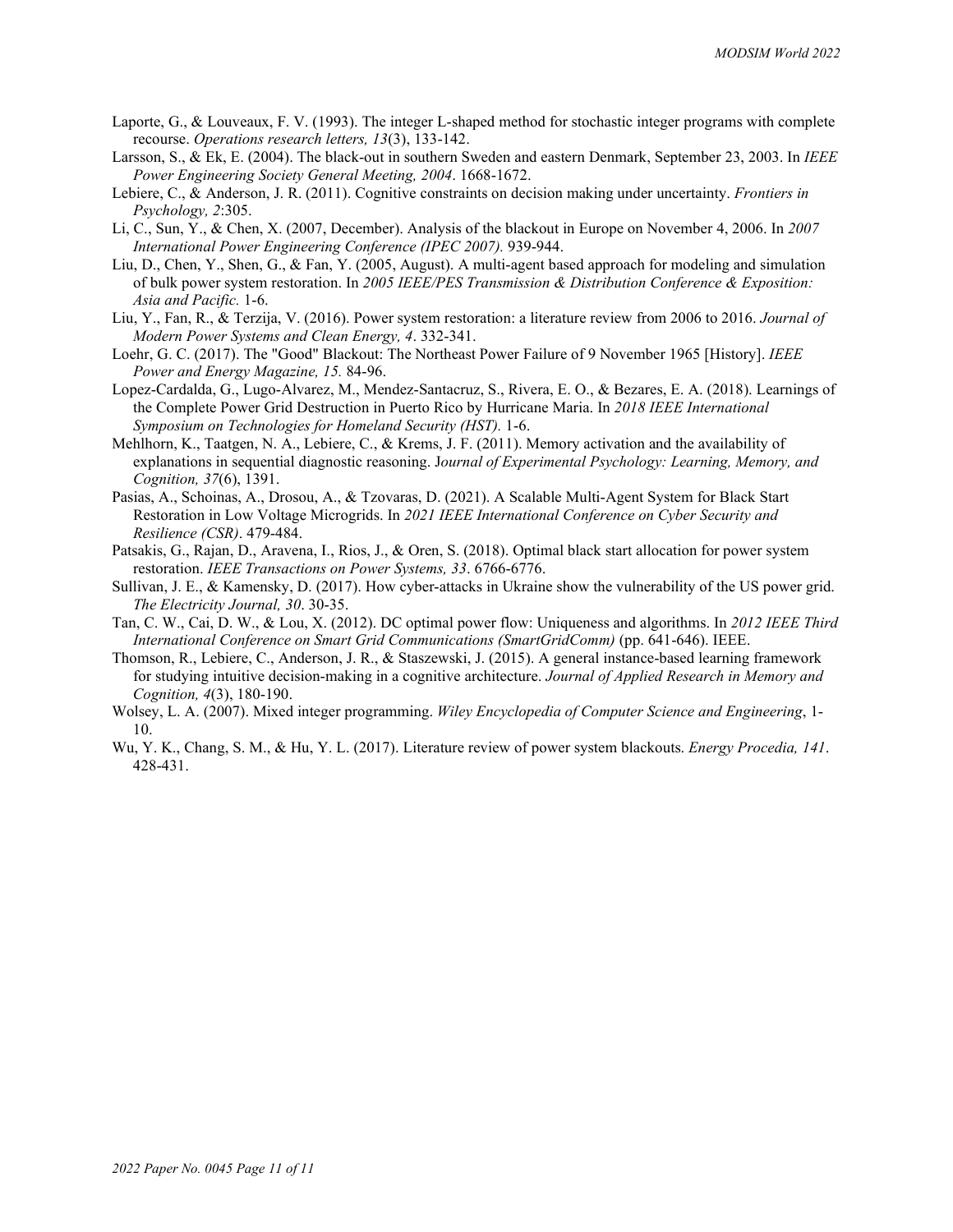Laporte, G., & Louveaux, F. V. (1993). The integer L-shaped method for stochastic integer programs with complete recourse. *Operations research letters, 13*(3), 133-142.

Larsson, S., & Ek, E. (2004). The black-out in southern Sweden and eastern Denmark, September 23, 2003. In *IEEE Power Engineering Society General Meeting, 2004*. 1668-1672.

Lebiere, C., & Anderson, J. R. (2011). Cognitive constraints on decision making under uncertainty. *Frontiers in Psychology, 2*:305.

Li, C., Sun, Y., & Chen, X. (2007, December). Analysis of the blackout in Europe on November 4, 2006. In *2007 International Power Engineering Conference (IPEC 2007).* 939-944.

Liu, D., Chen, Y., Shen, G., & Fan, Y. (2005, August). A multi-agent based approach for modeling and simulation of bulk power system restoration. In *2005 IEEE/PES Transmission & Distribution Conference & Exposition: Asia and Pacific.* 1-6.

Liu, Y., Fan, R., & Terzija, V. (2016). Power system restoration: a literature review from 2006 to 2016. *Journal of Modern Power Systems and Clean Energy, 4*. 332-341.

Loehr, G. C. (2017). The "Good" Blackout: The Northeast Power Failure of 9 November 1965 [History]. *IEEE Power and Energy Magazine, 15.* 84-96.

Lopez-Cardalda, G., Lugo-Alvarez, M., Mendez-Santacruz, S., Rivera, E. O., & Bezares, E. A. (2018). Learnings of the Complete Power Grid Destruction in Puerto Rico by Hurricane Maria. In *2018 IEEE International Symposium on Technologies for Homeland Security (HST).* 1-6.

Mehlhorn, K., Taatgen, N. A., Lebiere, C., & Krems, J. F. (2011). Memory activation and the availability of explanations in sequential diagnostic reasoning. J*ournal of Experimental Psychology: Learning, Memory, and Cognition, 37*(6), 1391.

Pasias, A., Schoinas, A., Drosou, A., & Tzovaras, D. (2021). A Scalable Multi-Agent System for Black Start Restoration in Low Voltage Microgrids. In *2021 IEEE International Conference on Cyber Security and Resilience (CSR)*. 479-484.

Patsakis, G., Rajan, D., Aravena, I., Rios, J., & Oren, S. (2018). Optimal black start allocation for power system restoration. *IEEE Transactions on Power Systems, 33*. 6766-6776.

Sullivan, J. E., & Kamensky, D. (2017). How cyber-attacks in Ukraine show the vulnerability of the US power grid. *The Electricity Journal, 30*. 30-35.

Tan, C. W., Cai, D. W., & Lou, X. (2012). DC optimal power flow: Uniqueness and algorithms. In *2012 IEEE Third International Conference on Smart Grid Communications (SmartGridComm)* (pp. 641-646). IEEE.

Thomson, R., Lebiere, C., Anderson, J. R., & Staszewski, J. (2015). A general instance-based learning framework for studying intuitive decision-making in a cognitive architecture. *Journal of Applied Research in Memory and Cognition, 4*(3), 180-190.

Wolsey, L. A. (2007). Mixed integer programming. *Wiley Encyclopedia of Computer Science and Engineering*, 1-10.

Wu, Y. K., Chang, S. M., & Hu, Y. L. (2017). Literature review of power system blackouts. *Energy Procedia, 141*. 428-431.